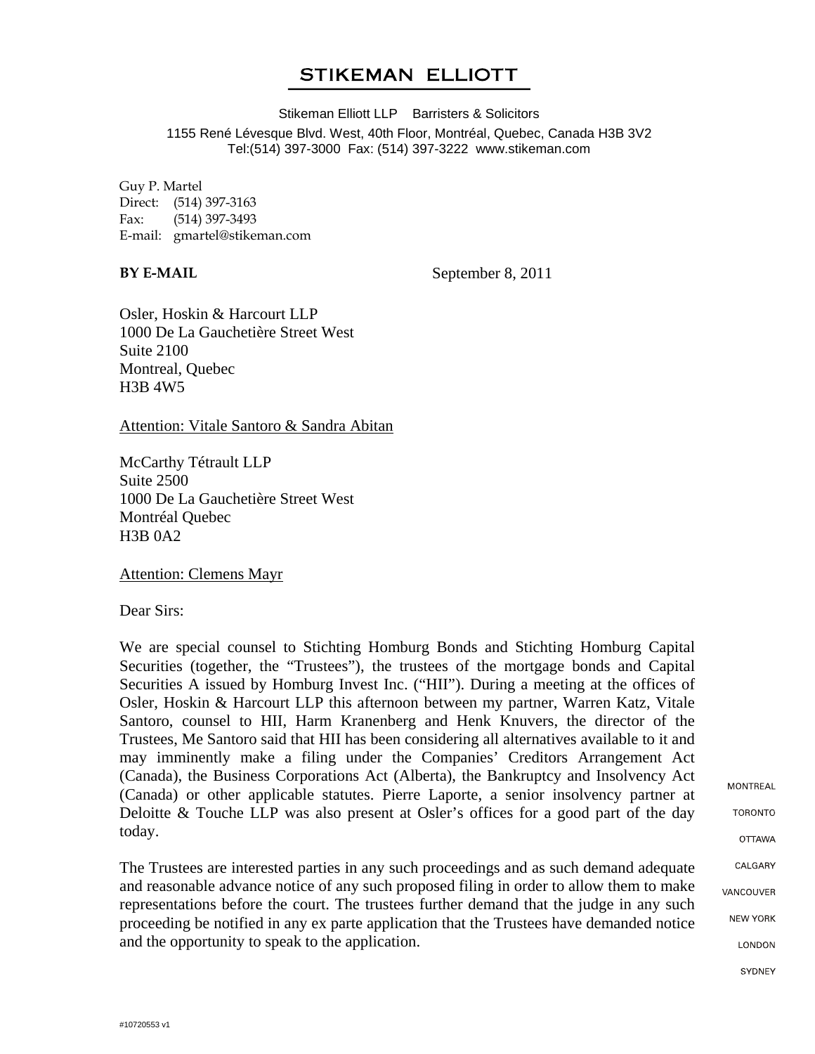# STIKEMAN ELLIOTT

Stikeman Elliott LLP Barristers & Solicitors
1155 René Lévesque Blvd. West, 40th Floor, Montréal, Quebec, Canada H3B 3V2
Tel:(514) 397-3000 Fax: (514) 397-3222 www.stikeman.com

Guy P. Martel
Direct: (514) 397-3163
Fax: (514) 397-3493
E-mail: gmartel@stikeman.com

**BY E-MAIL**

September 8, 2011

Osler, Hoskin & Harcourt LLP
1000 De La Gauchetière Street West
Suite 2100
Montreal, Quebec
H3B 4W5

Attention: Vitale Santoro & Sandra Abitan

McCarthy Tétrault LLP
Suite 2500
1000 De La Gauchetière Street West
Montréal Quebec
H3B 0A2

Attention: Clemens Mayr

Dear Sirs:

We are special counsel to Stichting Homburg Bonds and Stichting Homburg Capital Securities (together, the "Trustees"), the trustees of the mortgage bonds and Capital Securities A issued by Homburg Invest Inc. ("HII"). During a meeting at the offices of Osler, Hoskin & Harcourt LLP this afternoon between my partner, Warren Katz, Vitale Santoro, counsel to HII, Harm Kranenberg and Henk Knuvers, the director of the Trustees, Me Santoro said that HII has been considering all alternatives available to it and may imminently make a filing under the Companies' Creditors Arrangement Act (Canada), the Business Corporations Act (Alberta), the Bankruptcy and Insolvency Act (Canada) or other applicable statutes. Pierre Laporte, a senior insolvency partner at Deloitte & Touche LLP was also present at Osler's offices for a good part of the day today.

The Trustees are interested parties in any such proceedings and as such demand adequate and reasonable advance notice of any such proposed filing in order to allow them to make representations before the court. The trustees further demand that the judge in any such proceeding be notified in any ex parte application that the Trustees have demanded notice and the opportunity to speak to the application.

MONTREAL
TORONTO
OTTAWA
CALGARY
VANCOUVER
NEW YORK
LONDON
SYDNEY

#10720553 v1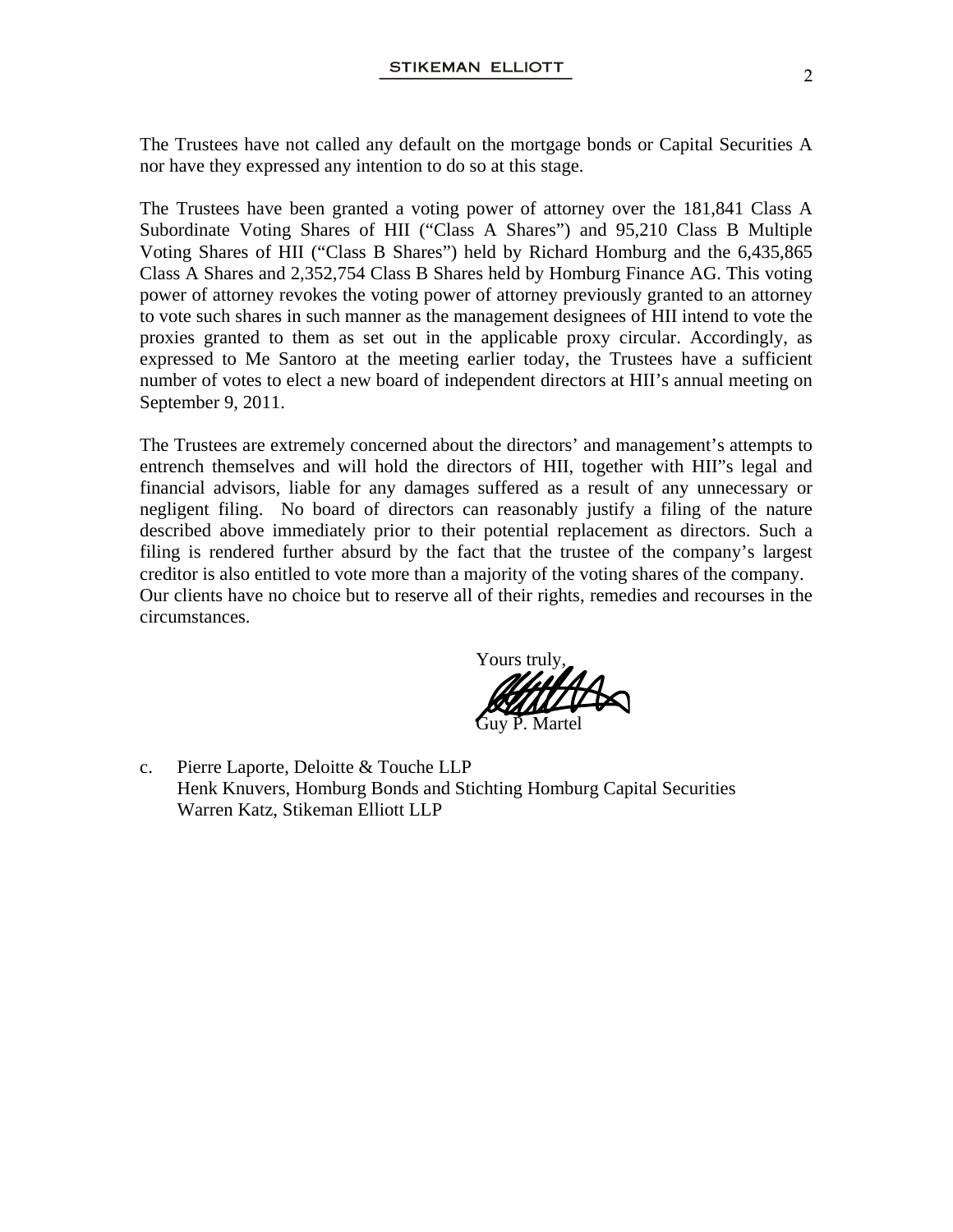The Trustees have not called any default on the mortgage bonds or Capital Securities A nor have they expressed any intention to do so at this stage.

The Trustees have been granted a voting power of attorney over the 181,841 Class A Subordinate Voting Shares of HII ("Class A Shares") and 95,210 Class B Multiple Voting Shares of HII ("Class B Shares") held by Richard Homburg and the 6,435,865 Class A Shares and 2,352,754 Class B Shares held by Homburg Finance AG. This voting power of attorney revokes the voting power of attorney previously granted to an attorney to vote such shares in such manner as the management designees of HII intend to vote the proxies granted to them as set out in the applicable proxy circular. Accordingly, as expressed to Me Santoro at the meeting earlier today, the Trustees have a sufficient number of votes to elect a new board of independent directors at HII's annual meeting on September 9, 2011.

The Trustees are extremely concerned about the directors' and management's attempts to entrench themselves and will hold the directors of HII, together with HII"s legal and financial advisors, liable for any damages suffered as a result of any unnecessary or negligent filing. No board of directors can reasonably justify a filing of the nature described above immediately prior to their potential replacement as directors. Such a filing is rendered further absurd by the fact that the trustee of the company's largest creditor is also entitled to vote more than a majority of the voting shares of the company. Our clients have no choice but to reserve all of their rights, remedies and recourses in the circumstances.

Yours truly,

Guy P. Martel

c. Pierre Laporte, Deloitte & Touche LLP
Henk Knuvers, Homburg Bonds and Stichting Homburg Capital Securities
Warren Katz, Stikeman Elliott LLP